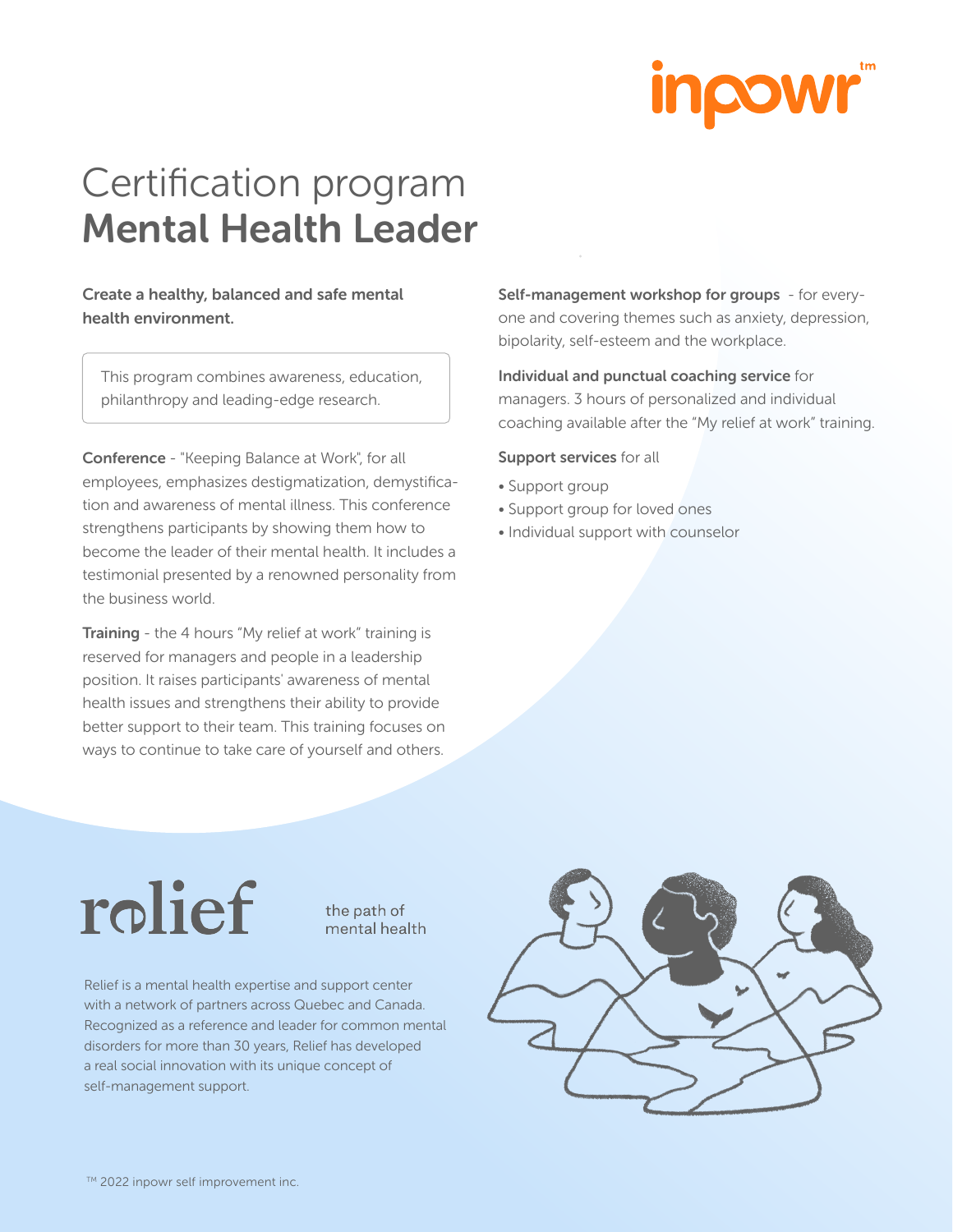inpowr™

# Certification program
# **Mental Health Leader**

**Create a healthy, balanced and safe mental health environment.**

This program combines awareness, education, philanthropy and leading-edge research.

**Conference** - "Keeping Balance at Work", for all employees, emphasizes destigmatization, demystification and awareness of mental illness. This conference strengthens participants by showing them how to become the leader of their mental health. It includes a testimonial presented by a renowned personality from the business world.

**Training** - the 4 hours "My relief at work" training is reserved for managers and people in a leadership position. It raises participants' awareness of mental health issues and strengthens their ability to provide better support to their team. This training focuses on ways to continue to take care of yourself and others.

**Self-management workshop for groups** - for everyone and covering themes such as anxiety, depression, bipolarity, self-esteem and the workplace.

**Individual and punctual coaching service** for managers. 3 hours of personalized and individual coaching available after the "My relief at work" training.

**Support services** for all

- Support group
- Support group for loved ones
- Individual support with counselor

relief — the path of mental health

Relief is a mental health expertise and support center with a network of partners across Quebec and Canada. Recognized as a reference and leader for common mental disorders for more than 30 years, Relief has developed a real social innovation with its unique concept of self-management support.

™ 2022 inpowr self improvement inc.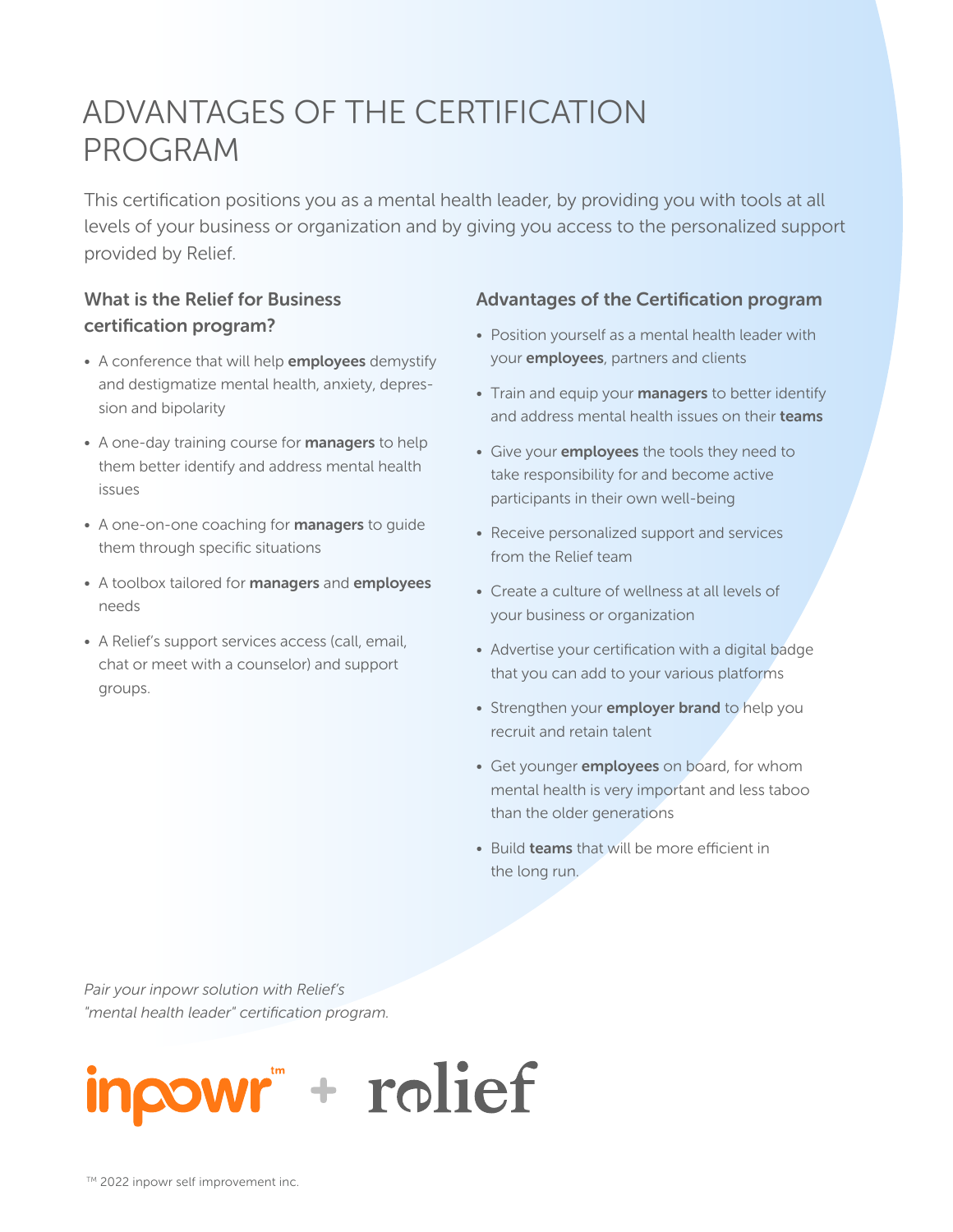# ADVANTAGES OF THE CERTIFICATION PROGRAM

This certification positions you as a mental health leader, by providing you with tools at all levels of your business or organization and by giving you access to the personalized support provided by Relief.

### What is the Relief for Business certification program?

- A conference that will help **employees** demystify and destigmatize mental health, anxiety, depression and bipolarity
- A one-day training course for **managers** to help them better identify and address mental health issues
- A one-on-one coaching for **managers** to guide them through specific situations
- A toolbox tailored for **managers** and **employees** needs
- A Relief's support services access (call, email, chat or meet with a counselor) and support groups.

### Advantages of the Certification program

- Position yourself as a mental health leader with your **employees**, partners and clients
- Train and equip your **managers** to better identify and address mental health issues on their **teams**
- Give your **employees** the tools they need to take responsibility for and become active participants in their own well-being
- Receive personalized support and services from the Relief team
- Create a culture of wellness at all levels of your business or organization
- Advertise your certification with a digital badge that you can add to your various platforms
- Strengthen your **employer brand** to help you recruit and retain talent
- Get younger **employees** on board, for whom mental health is very important and less taboo than the older generations
- Build **teams** that will be more efficient in the long run.

*Pair your inpowr solution with Relief's "mental health leader" certification program.*

inpowr™ + relief

™ 2022 inpowr self improvement inc.